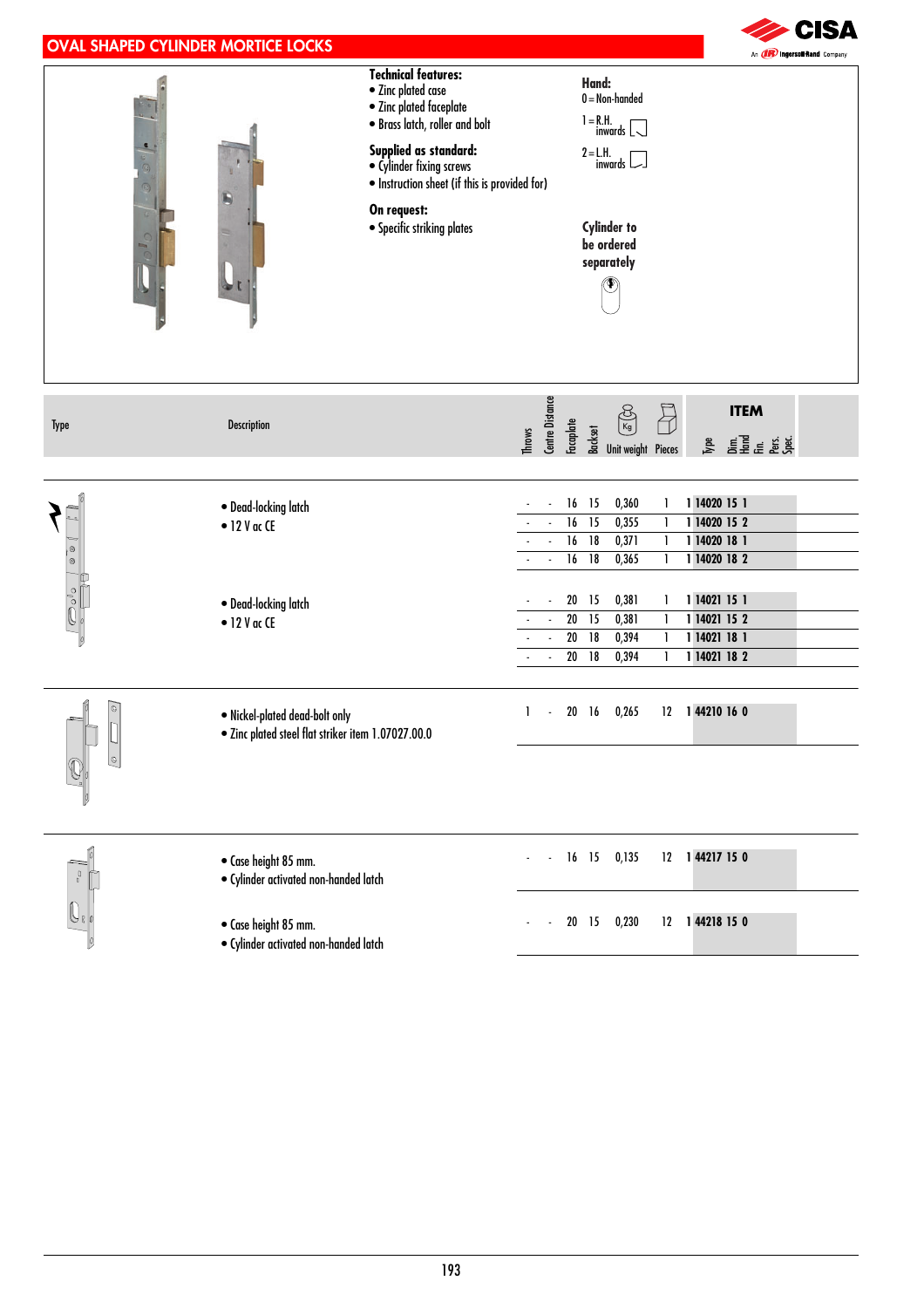## OVAL SHAPED CYLINDER MORTICE LOCKS

**Technical features:**
- Zinc plated case
- Zinc plated faceplate
- Brass latch, roller and bolt

**Supplied as standard:**
- Cylinder fixing screws
- Instruction sheet (if this is provided for)

**On request:**
- Specific striking plates

**Hand:**
0 = Non-handed
1 = R.H. inwards
2 = L.H. inwards

**Cylinder to be ordered separately**

| Type | Description | Throws | Centre Distance | Faceplate | Backset | Unit weight | Pieces | ITEM Type | Dim. | Hand |
|---|---|---|---|---|---|---|---|---|---|---|
| | • Dead-locking latch • 12 V ac CE | - | - | 16 | 15 | 0,360 | 1 | 1 14020 | 15 | 1 |
| | | - | - | 16 | 15 | 0,355 | 1 | 1 14020 | 15 | 2 |
| | | - | - | 16 | 18 | 0,371 | 1 | 1 14020 | 18 | 1 |
| | | - | - | 16 | 18 | 0,365 | 1 | 1 14020 | 18 | 2 |
| | • Dead-locking latch • 12 V ac CE | - | - | 20 | 15 | 0,381 | 1 | 1 14021 | 15 | 1 |
| | | - | - | 20 | 15 | 0,381 | 1 | 1 14021 | 15 | 2 |
| | | - | - | 20 | 18 | 0,394 | 1 | 1 14021 | 18 | 1 |
| | | - | - | 20 | 18 | 0,394 | 1 | 1 14021 | 18 | 2 |
| | • Nickel-plated dead-bolt only • Zinc plated steel flat striker item 1.07027.00.0 | 1 | - | 20 | 16 | 0,265 | 12 | 1 44210 | 16 | 0 |
| | • Case height 85 mm. • Cylinder activated non-handed latch | - | - | 16 | 15 | 0,135 | 12 | 1 44217 | 15 | 0 |
| | • Case height 85 mm. • Cylinder activated non-handed latch | - | - | 20 | 15 | 0,230 | 12 | 1 44218 | 15 | 0 |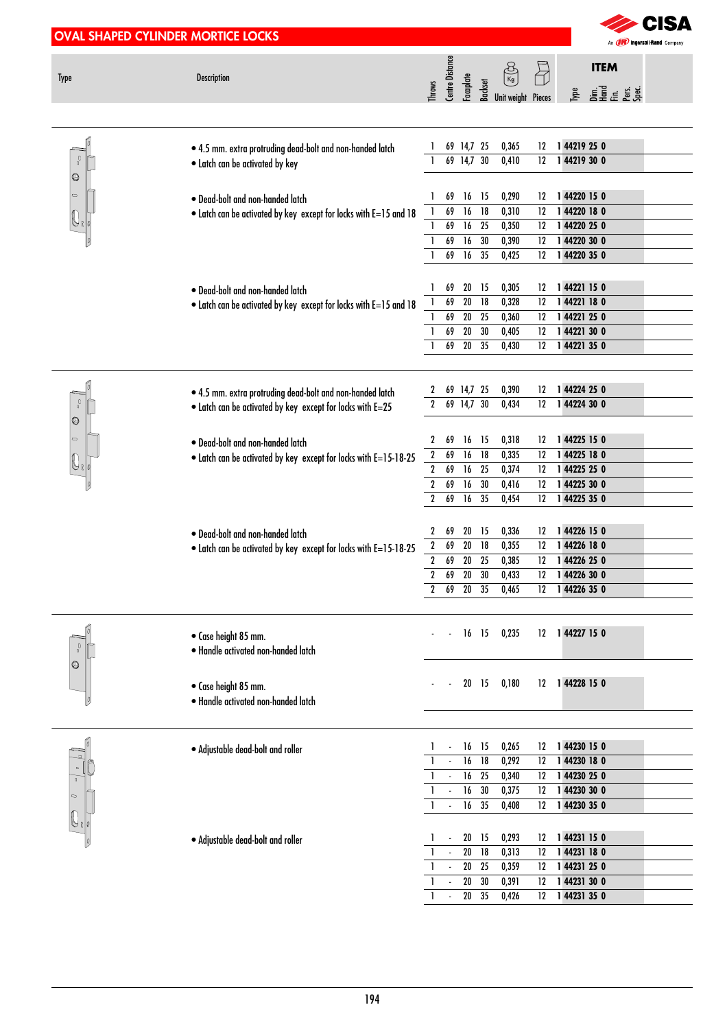## OVAL SHAPED CYLINDER MORTICE LOCKS

| Type | Description | Throws | Centre Distance | Faceplate | Backset | Unit weight | Pieces | ITEM Type | Dim. Hand Fin. | Pers. Spec. |
|---|---|---|---|---|---|---|---|---|---|---|
| | • 4.5 mm. extra protruding dead-bolt and non-handed latch<br>• Latch can be activated by key | 1 | 69 | 14,7 | 25 | 0,365 | 12 | 1 | 44219 25 0 | |
| | | 1 | 69 | 14,7 | 30 | 0,410 | 12 | 1 | 44219 30 0 | |
| | • Dead-bolt and non-handed latch<br>• Latch can be activated by key except for locks with E=15 and 18 | 1 | 69 | 16 | 15 | 0,290 | 12 | 1 | 44220 15 0 | |
| | | 1 | 69 | 16 | 18 | 0,310 | 12 | 1 | 44220 18 0 | |
| | | 1 | 69 | 16 | 25 | 0,350 | 12 | 1 | 44220 25 0 | |
| | | 1 | 69 | 16 | 30 | 0,390 | 12 | 1 | 44220 30 0 | |
| | | 1 | 69 | 16 | 35 | 0,425 | 12 | 1 | 44220 35 0 | |
| | • Dead-bolt and non-handed latch<br>• Latch can be activated by key except for locks with E=15 and 18 | 1 | 69 | 20 | 15 | 0,305 | 12 | 1 | 44221 15 0 | |
| | | 1 | 69 | 20 | 18 | 0,328 | 12 | 1 | 44221 18 0 | |
| | | 1 | 69 | 20 | 25 | 0,360 | 12 | 1 | 44221 25 0 | |
| | | 1 | 69 | 20 | 30 | 0,405 | 12 | 1 | 44221 30 0 | |
| | | 1 | 69 | 20 | 35 | 0,430 | 12 | 1 | 44221 35 0 | |
| | • 4.5 mm. extra protruding dead-bolt and non-handed latch<br>• Latch can be activated by key except for locks with E=25 | 2 | 69 | 14,7 | 25 | 0,390 | 12 | 1 | 44224 25 0 | |
| | | 2 | 69 | 14,7 | 30 | 0,434 | 12 | 1 | 44224 30 0 | |
| | • Dead-bolt and non-handed latch<br>• Latch can be activated by key except for locks with E=15-18-25 | 2 | 69 | 16 | 15 | 0,318 | 12 | 1 | 44225 15 0 | |
| | | 2 | 69 | 16 | 18 | 0,335 | 12 | 1 | 44225 18 0 | |
| | | 2 | 69 | 16 | 25 | 0,374 | 12 | 1 | 44225 25 0 | |
| | | 2 | 69 | 16 | 30 | 0,416 | 12 | 1 | 44225 30 0 | |
| | | 2 | 69 | 16 | 35 | 0,454 | 12 | 1 | 44225 35 0 | |
| | • Dead-bolt and non-handed latch<br>• Latch can be activated by key except for locks with E=15-18-25 | 2 | 69 | 20 | 15 | 0,336 | 12 | 1 | 44226 15 0 | |
| | | 2 | 69 | 20 | 18 | 0,355 | 12 | 1 | 44226 18 0 | |
| | | 2 | 69 | 20 | 25 | 0,385 | 12 | 1 | 44226 25 0 | |
| | | 2 | 69 | 20 | 30 | 0,433 | 12 | 1 | 44226 30 0 | |
| | | 2 | 69 | 20 | 35 | 0,465 | 12 | 1 | 44226 35 0 | |
| | • Case height 85 mm.<br>• Handle activated non-handed latch | - | - | 16 | 15 | 0,235 | 12 | 1 | 44227 15 0 | |
| | • Case height 85 mm.<br>• Handle activated non-handed latch | - | - | 20 | 15 | 0,180 | 12 | 1 | 44228 15 0 | |
| | • Adjustable dead-bolt and roller | 1 | - | 16 | 15 | 0,265 | 12 | 1 | 44230 15 0 | |
| | | 1 | - | 16 | 18 | 0,292 | 12 | 1 | 44230 18 0 | |
| | | 1 | - | 16 | 25 | 0,340 | 12 | 1 | 44230 25 0 | |
| | | 1 | - | 16 | 30 | 0,375 | 12 | 1 | 44230 30 0 | |
| | | 1 | - | 16 | 35 | 0,408 | 12 | 1 | 44230 35 0 | |
| | • Adjustable dead-bolt and roller | 1 | - | 20 | 15 | 0,293 | 12 | 1 | 44231 15 0 | |
| | | 1 | - | 20 | 18 | 0,313 | 12 | 1 | 44231 18 0 | |
| | | 1 | - | 20 | 25 | 0,359 | 12 | 1 | 44231 25 0 | |
| | | 1 | - | 20 | 30 | 0,391 | 12 | 1 | 44231 30 0 | |
| | | 1 | - | 20 | 35 | 0,426 | 12 | 1 | 44231 35 0 | |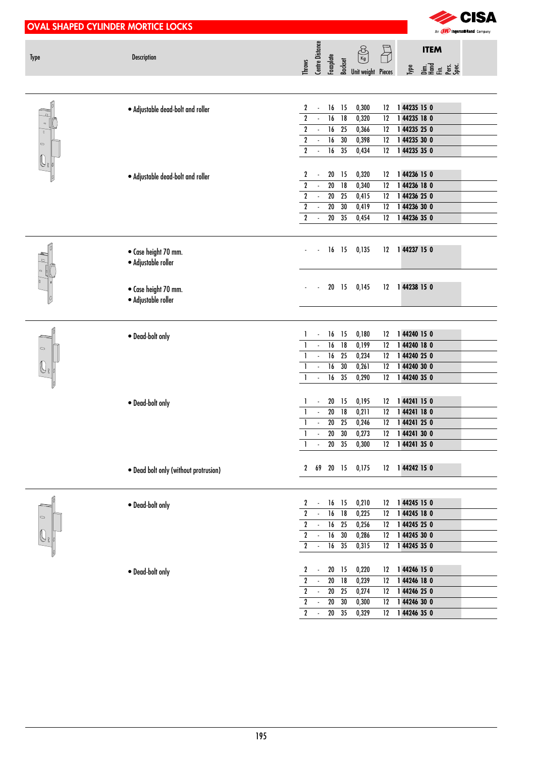## OVAL SHAPED CYLINDER MORTICE LOCKS

| Type | Description | Throws | Centre Distance | Faceplate | Backset | Unit weight | Pieces | ITEM |
|---|---|---|---|---|---|---|---|---|
| | • Adjustable dead-bolt and roller | 2 | - | 16 | 15 | 0,300 | 12 | 1 44235 15 0 |
| | | 2 | - | 16 | 18 | 0,320 | 12 | 1 44235 18 0 |
| | | 2 | - | 16 | 25 | 0,366 | 12 | 1 44235 25 0 |
| | | 2 | - | 16 | 30 | 0,398 | 12 | 1 44235 30 0 |
| | | 2 | - | 16 | 35 | 0,434 | 12 | 1 44235 35 0 |
| | • Adjustable dead-bolt and roller | 2 | - | 20 | 15 | 0,320 | 12 | 1 44236 15 0 |
| | | 2 | - | 20 | 18 | 0,340 | 12 | 1 44236 18 0 |
| | | 2 | - | 20 | 25 | 0,415 | 12 | 1 44236 25 0 |
| | | 2 | - | 20 | 30 | 0,419 | 12 | 1 44236 30 0 |
| | | 2 | - | 20 | 35 | 0,454 | 12 | 1 44236 35 0 |
| | • Case height 70 mm. • Adjustable roller | - | - | 16 | 15 | 0,135 | 12 | 1 44237 15 0 |
| | • Case height 70 mm. • Adjustable roller | - | - | 20 | 15 | 0,145 | 12 | 1 44238 15 0 |
| | • Dead-bolt only | 1 | - | 16 | 15 | 0,180 | 12 | 1 44240 15 0 |
| | | 1 | - | 16 | 18 | 0,199 | 12 | 1 44240 18 0 |
| | | 1 | - | 16 | 25 | 0,234 | 12 | 1 44240 25 0 |
| | | 1 | - | 16 | 30 | 0,261 | 12 | 1 44240 30 0 |
| | | 1 | - | 16 | 35 | 0,290 | 12 | 1 44240 35 0 |
| | • Dead-bolt only | 1 | - | 20 | 15 | 0,195 | 12 | 1 44241 15 0 |
| | | 1 | - | 20 | 18 | 0,211 | 12 | 1 44241 18 0 |
| | | 1 | - | 20 | 25 | 0,246 | 12 | 1 44241 25 0 |
| | | 1 | - | 20 | 30 | 0,273 | 12 | 1 44241 30 0 |
| | | 1 | - | 20 | 35 | 0,300 | 12 | 1 44241 35 0 |
| | • Dead bolt only (without protrusion) | 2 | 69 | 20 | 15 | 0,175 | 12 | 1 44242 15 0 |
| | • Dead-bolt only | 2 | - | 16 | 15 | 0,210 | 12 | 1 44245 15 0 |
| | | 2 | - | 16 | 18 | 0,225 | 12 | 1 44245 18 0 |
| | | 2 | - | 16 | 25 | 0,256 | 12 | 1 44245 25 0 |
| | | 2 | - | 16 | 30 | 0,286 | 12 | 1 44245 30 0 |
| | | 2 | - | 16 | 35 | 0,315 | 12 | 1 44245 35 0 |
| | • Dead-bolt only | 2 | - | 20 | 15 | 0,220 | 12 | 1 44246 15 0 |
| | | 2 | - | 20 | 18 | 0,239 | 12 | 1 44246 18 0 |
| | | 2 | - | 20 | 25 | 0,274 | 12 | 1 44246 25 0 |
| | | 2 | - | 20 | 30 | 0,300 | 12 | 1 44246 30 0 |
| | | 2 | - | 20 | 35 | 0,329 | 12 | 1 44246 35 0 |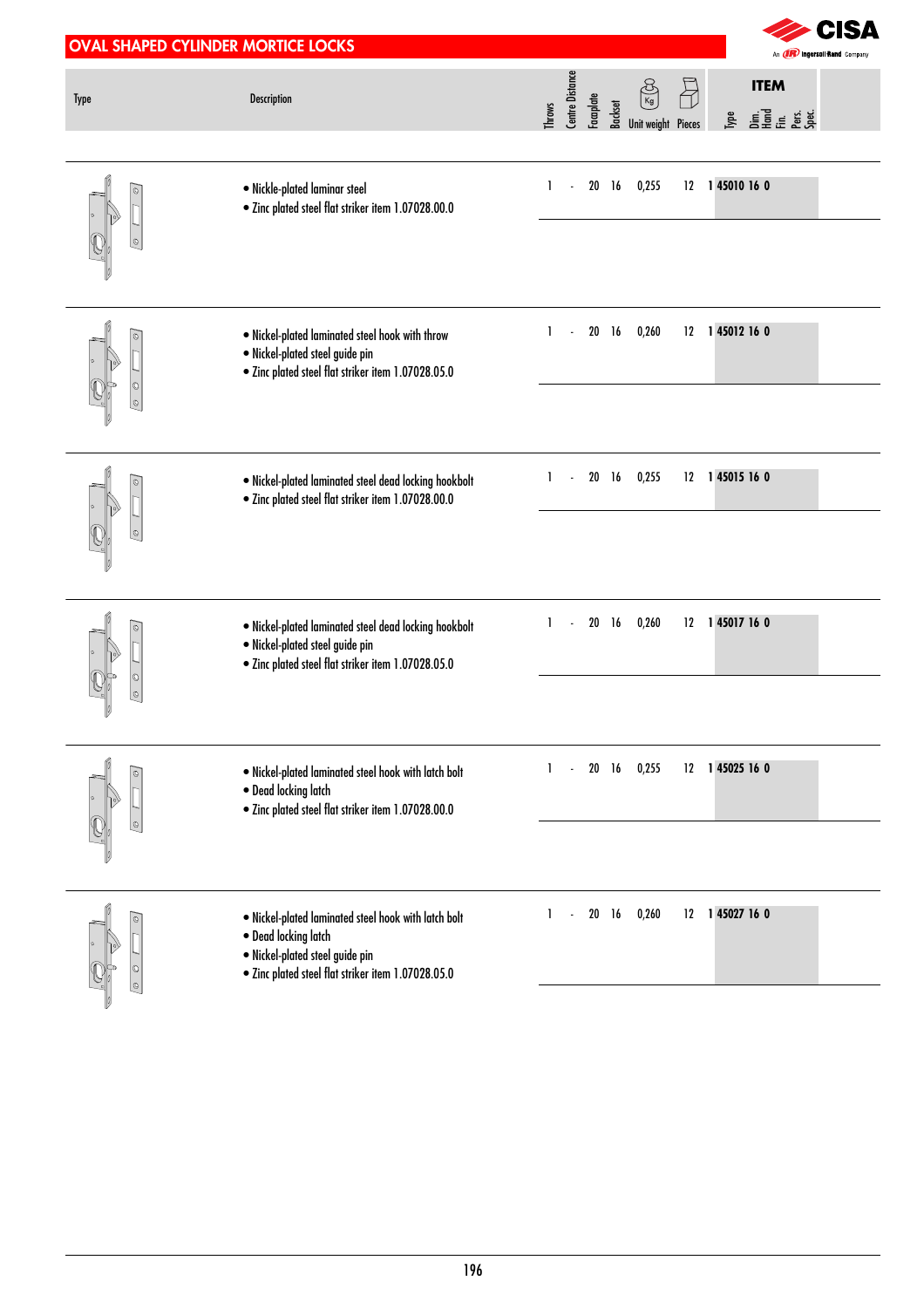## OVAL SHAPED CYLINDER MORTICE LOCKS

| Type | Description | Throws | Centre Distance | Faceplate | Backset | Unit weight | Pieces | ITEM Type | Dim. | Hand | Fin. | Pers. | Spec. |
|---|---|---|---|---|---|---|---|---|---|---|---|---|---|
| | • Nickle-plated laminar steel<br>• Zinc plated steel flat striker item 1.07028.00.0 | 1 | - | 20 | 16 | 0,255 | 12 | 1 45010 | 16 | 0 | | | |
| | • Nickel-plated laminated steel hook with throw<br>• Nickel-plated steel guide pin<br>• Zinc plated steel flat striker item 1.07028.05.0 | 1 | - | 20 | 16 | 0,260 | 12 | 1 45012 | 16 | 0 | | | |
| | • Nickel-plated laminated steel dead locking hookbolt<br>• Zinc plated steel flat striker item 1.07028.00.0 | 1 | - | 20 | 16 | 0,255 | 12 | 1 45015 | 16 | 0 | | | |
| | • Nickel-plated laminated steel dead locking hookbolt<br>• Nickel-plated steel guide pin<br>• Zinc plated steel flat striker item 1.07028.05.0 | 1 | - | 20 | 16 | 0,260 | 12 | 1 45017 | 16 | 0 | | | |
| | • Nickel-plated laminated steel hook with latch bolt<br>• Dead locking latch<br>• Zinc plated steel flat striker item 1.07028.00.0 | 1 | - | 20 | 16 | 0,255 | 12 | 1 45025 | 16 | 0 | | | |
| | • Nickel-plated laminated steel hook with latch bolt<br>• Dead locking latch<br>• Nickel-plated steel guide pin<br>• Zinc plated steel flat striker item 1.07028.05.0 | 1 | - | 20 | 16 | 0,260 | 12 | 1 45027 | 16 | 0 | | | |